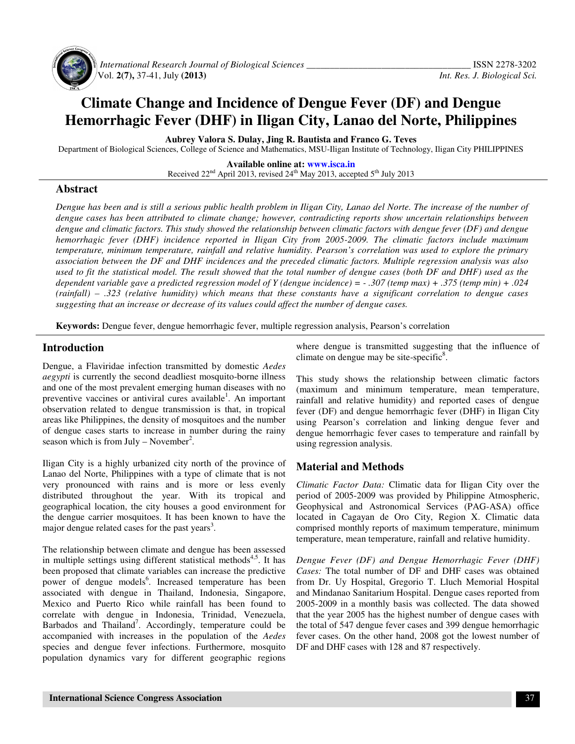# Climate Change and Incidence of Dengue Fever (DF) and Dengue Hemorrhagic Fever (DHF) in Iligan City, Lanao del Norte, Philippines

**Aubrey Valora S. Dulay, Jing R. Bautista and Franco G. Teves**

Department of Biological Sciences, College of Science and Mathematics, MSU-Iligan Institute of Technology, Iligan City PHILIPPINES

**Available online at: www.isca.in**

Received 22nd April 2013, revised 24th May 2013, accepted 5th July 2013

## Abstract

*Dengue has been and is still a serious public health problem in Iligan City, Lanao del Norte. The increase of the number of dengue cases has been attributed to climate change; however, contradicting reports show uncertain relationships between dengue and climatic factors. This study showed the relationship between climatic factors with dengue fever (DF) and dengue hemorrhagic fever (DHF) incidence reported in Iligan City from 2005-2009. The climatic factors include maximum temperature, minimum temperature, rainfall and relative humidity. Pearson's correlation was used to explore the primary association between the DF and DHF incidences and the preceded climatic factors. Multiple regression analysis was also used to fit the statistical model. The result showed that the total number of dengue cases (both DF and DHF) used as the dependent variable gave a predicted regression model of Y (dengue incidence) = - .307 (temp max) + .375 (temp min) + .024 (rainfall) – .323 (relative humidity) which means that these constants have a significant correlation to dengue cases suggesting that an increase or decrease of its values could affect the number of dengue cases.*

**Keywords:** Dengue fever, dengue hemorrhagic fever, multiple regression analysis, Pearson's correlation

## Introduction

Dengue, a Flaviridae infection transmitted by domestic *Aedes aegypti* is currently the second deadliest mosquito-borne illness and one of the most prevalent emerging human diseases with no preventive vaccines or antiviral cures available[1]. An important observation related to dengue transmission is that, in tropical areas like Philippines, the density of mosquitoes and the number of dengue cases starts to increase in number during the rainy season which is from July – November[2].

Iligan City is a highly urbanized city north of the province of Lanao del Norte, Philippines with a type of climate that is not very pronounced with rains and is more or less evenly distributed throughout the year. With its tropical and geographical location, the city houses a good environment for the dengue carrier mosquitoes. It has been known to have the major dengue related cases for the past years[3].

The relationship between climate and dengue has been assessed in multiple settings using different statistical methods[4,5]. It has been proposed that climate variables can increase the predictive power of dengue models[6]. Increased temperature has been associated with dengue in Thailand, Indonesia, Singapore, Mexico and Puerto Rico while rainfall has been found to correlate with dengue in Indonesia, Trinidad, Venezuela, Barbados and Thailand[7]. Accordingly, temperature could be accompanied with increases in the population of the *Aedes* species and dengue fever infections. Furthermore, mosquito population dynamics vary for different geographic regions where dengue is transmitted suggesting that the influence of climate on dengue may be site-specific[8].

This study shows the relationship between climatic factors (maximum and minimum temperature, mean temperature, rainfall and relative humidity) and reported cases of dengue fever (DF) and dengue hemorrhagic fever (DHF) in Iligan City using Pearson's correlation and linking dengue fever and dengue hemorrhagic fever cases to temperature and rainfall by using regression analysis.

## Material and Methods

*Climatic Factor Data:* Climatic data for Iligan City over the period of 2005-2009 was provided by Philippine Atmospheric, Geophysical and Astronomical Services (PAG-ASA) office located in Cagayan de Oro City, Region X. Climatic data comprised monthly reports of maximum temperature, minimum temperature, mean temperature, rainfall and relative humidity.

*Dengue Fever (DF) and Dengue Hemorrhagic Fever (DHF) Cases:* The total number of DF and DHF cases was obtained from Dr. Uy Hospital, Gregorio T. Lluch Memorial Hospital and Mindanao Sanitarium Hospital. Dengue cases reported from 2005-2009 in a monthly basis was collected. The data showed that the year 2005 has the highest number of dengue cases with the total of 547 dengue fever cases and 399 dengue hemorrhagic fever cases. On the other hand, 2008 got the lowest number of DF and DHF cases with 128 and 87 respectively.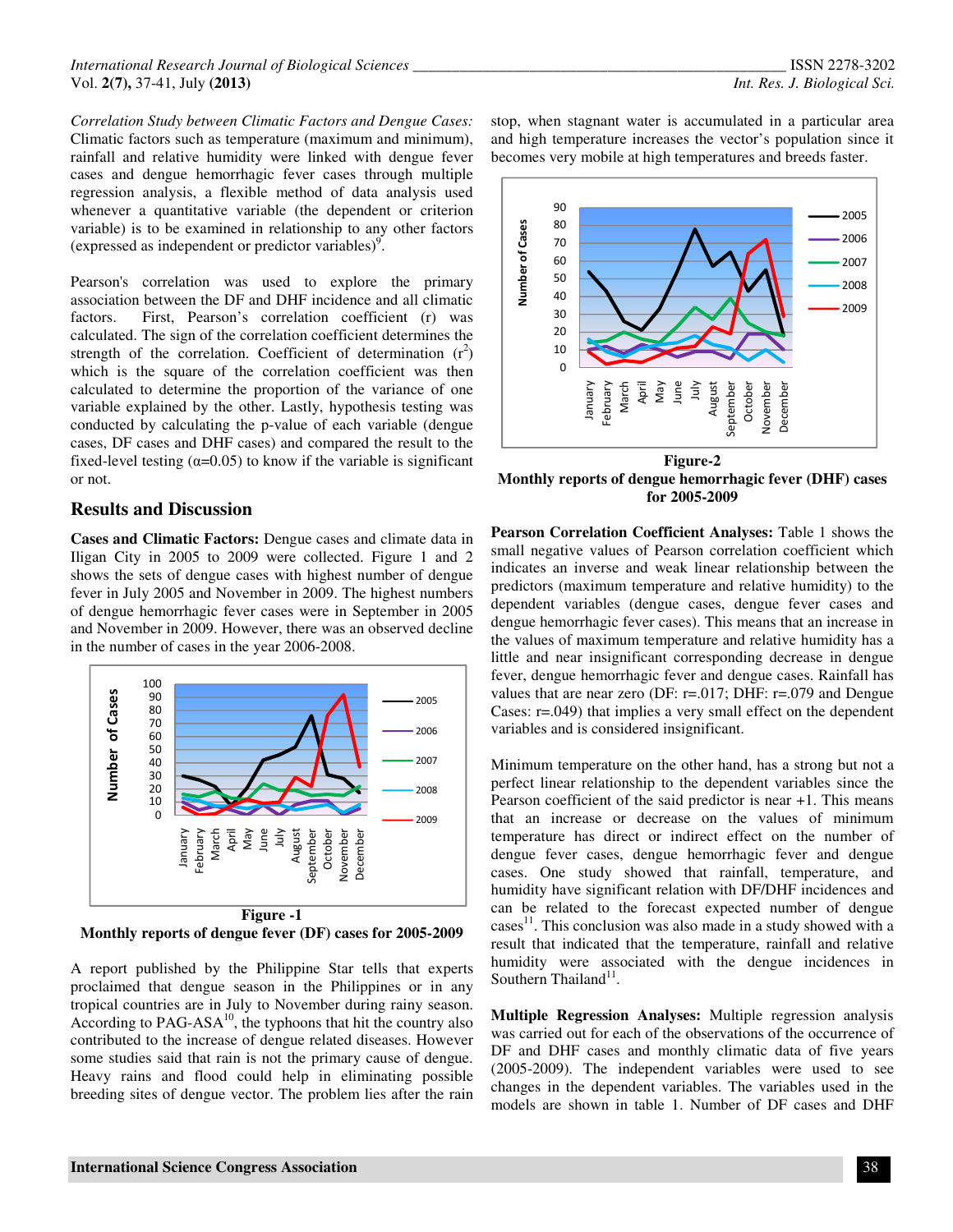*Correlation Study between Climatic Factors and Dengue Cases:* Climatic factors such as temperature (maximum and minimum), rainfall and relative humidity were linked with dengue fever cases and dengue hemorrhagic fever cases through multiple regression analysis, a flexible method of data analysis used whenever a quantitative variable (the dependent or criterion variable) is to be examined in relationship to any other factors (expressed as independent or predictor variables)[9].

Pearson's correlation was used to explore the primary association between the DF and DHF incidence and all climatic factors. First, Pearson's correlation coefficient (r) was calculated. The sign of the correlation coefficient determines the strength of the correlation. Coefficient of determination ($r^2$) which is the square of the correlation coefficient was then calculated to determine the proportion of the variance of one variable explained by the other. Lastly, hypothesis testing was conducted by calculating the p-value of each variable (dengue cases, DF cases and DHF cases) and compared the result to the fixed-level testing ($\alpha$=0.05) to know if the variable is significant or not.

## Results and Discussion

**Cases and Climatic Factors:** Dengue cases and climate data in Iligan City in 2005 to 2009 were collected. Figure 1 and 2 shows the sets of dengue cases with highest number of dengue fever in July 2005 and November in 2009. The highest numbers of dengue hemorrhagic fever cases were in September in 2005 and November in 2009. However, there was an observed decline in the number of cases in the year 2006-2008.

**Figure -1**
**Monthly reports of dengue fever (DF) cases for 2005-2009**

A report published by the Philippine Star tells that experts proclaimed that dengue season in the Philippines or in any tropical countries are in July to November during rainy season. According to PAG-ASA[10], the typhoons that hit the country also contributed to the increase of dengue related diseases. However some studies said that rain is not the primary cause of dengue. Heavy rains and flood could help in eliminating possible breeding sites of dengue vector. The problem lies after the rain stop, when stagnant water is accumulated in a particular area and high temperature increases the vector's population since it becomes very mobile at high temperatures and breeds faster.

**Figure-2**
**Monthly reports of dengue hemorrhagic fever (DHF) cases for 2005-2009**

**Pearson Correlation Coefficient Analyses:** Table 1 shows the small negative values of Pearson correlation coefficient which indicates an inverse and weak linear relationship between the predictors (maximum temperature and relative humidity) to the dependent variables (dengue cases, dengue fever cases and dengue hemorrhagic fever cases). This means that an increase in the values of maximum temperature and relative humidity has a little and near insignificant corresponding decrease in dengue fever, dengue hemorrhagic fever and dengue cases. Rainfall has values that are near zero (DF: r=.017; DHF: r=.079 and Dengue Cases: r=.049) that implies a very small effect on the dependent variables and is considered insignificant.

Minimum temperature on the other hand, has a strong but not a perfect linear relationship to the dependent variables since the Pearson coefficient of the said predictor is near +1. This means that an increase or decrease on the values of minimum temperature has direct or indirect effect on the number of dengue fever cases, dengue hemorrhagic fever and dengue cases. One study showed that rainfall, temperature, and humidity have significant relation with DF/DHF incidences and can be related to the forecast expected number of dengue cases[11]. This conclusion was also made in a study showed with a result that indicated that the temperature, rainfall and relative humidity were associated with the dengue incidences in Southern Thailand[11].

**Multiple Regression Analyses:** Multiple regression analysis was carried out for each of the observations of the occurrence of DF and DHF cases and monthly climatic data of five years (2005-2009). The independent variables were used to see changes in the dependent variables. The variables used in the models are shown in table 1. Number of DF cases and DHF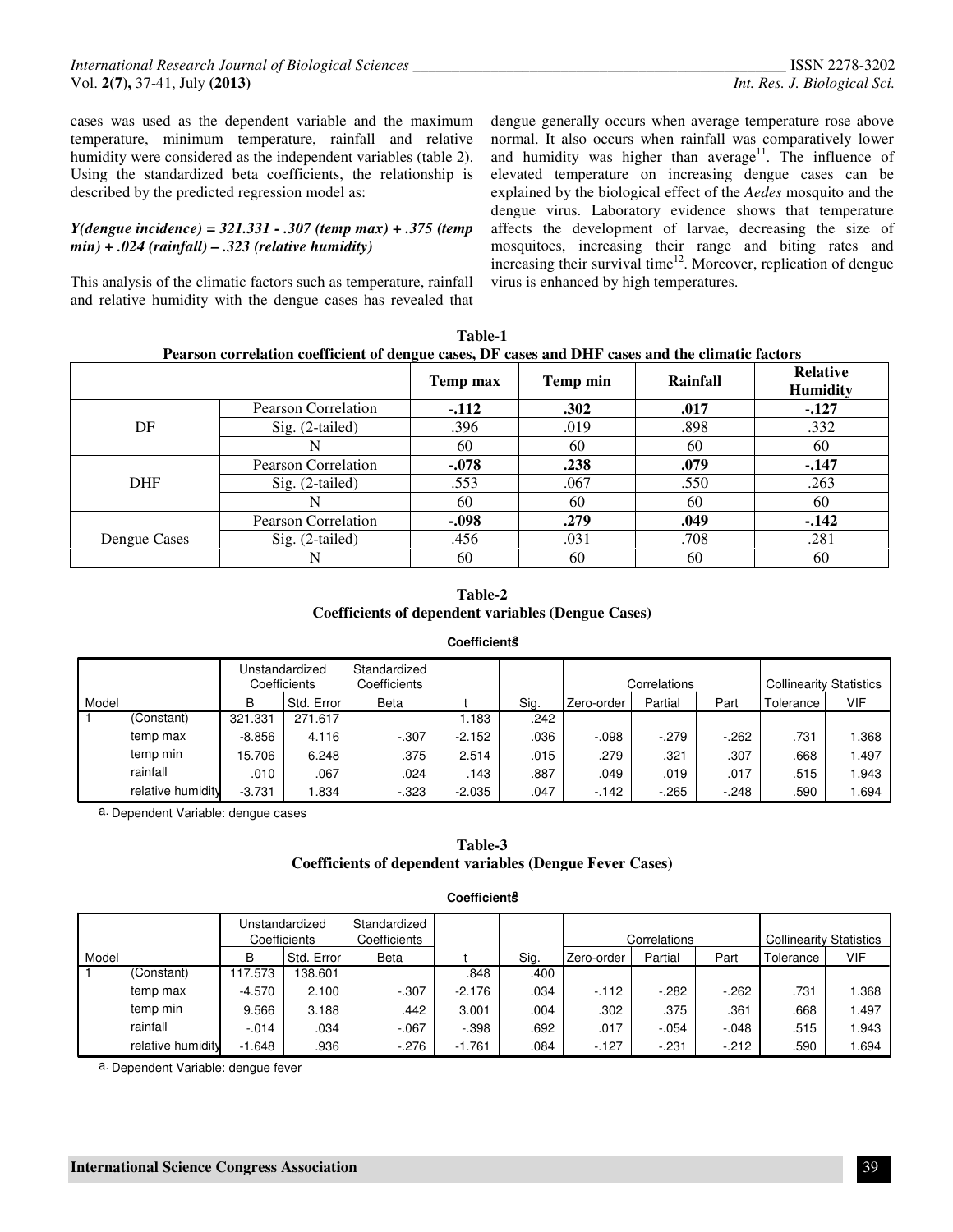cases was used as the dependent variable and the maximum temperature, minimum temperature, rainfall and relative humidity were considered as the independent variables (table 2). Using the standardized beta coefficients, the relationship is described by the predicted regression model as:

*Y(dengue incidence) = 321.331 - .307 (temp max) + .375 (temp min) + .024 (rainfall) – .323 (relative humidity)*

This analysis of the climatic factors such as temperature, rainfall and relative humidity with the dengue cases has revealed that dengue generally occurs when average temperature rose above normal. It also occurs when rainfall was comparatively lower and humidity was higher than average[11]. The influence of elevated temperature on increasing dengue cases can be explained by the biological effect of the *Aedes* mosquito and the dengue virus. Laboratory evidence shows that temperature affects the development of larvae, decreasing the size of mosquitoes, increasing their range and biting rates and increasing their survival time[12]. Moreover, replication of dengue virus is enhanced by high temperatures.

**Table-1**
**Pearson correlation coefficient of dengue cases, DF cases and DHF cases and the climatic factors**

| | | Temp max | Temp min | Rainfall | Relative Humidity |
|---|---|---|---|---|---|
| DF | Pearson Correlation | **-.112** | **.302** | **.017** | **-.127** |
| | Sig. (2-tailed) | .396 | .019 | .898 | .332 |
| | N | 60 | 60 | 60 | 60 |
| DHF | Pearson Correlation | **-.078** | **.238** | **.079** | **-.147** |
| | Sig. (2-tailed) | .553 | .067 | .550 | .263 |
| | N | 60 | 60 | 60 | 60 |
| Dengue Cases | Pearson Correlation | **-.098** | **.279** | **.049** | **-.142** |
| | Sig. (2-tailed) | .456 | .031 | .708 | .281 |
| | N | 60 | 60 | 60 | 60 |

**Table-2**
**Coefficients of dependent variables (Dengue Cases)**

**Coefficients[a]**

| Model | | Unstandardized Coefficients | | Standardized Coefficients | | | Correlations | | | Collinearity Statistics | |
|---|---|---|---|---|---|---|---|---|---|---|---|
| | | B | Std. Error | Beta | t | Sig. | Zero-order | Partial | Part | Tolerance | VIF |
| 1 | (Constant) | 321.331 | 271.617 | | 1.183 | .242 | | | | | |
| | temp max | -8.856 | 4.116 | -.307 | -2.152 | .036 | -.098 | -.279 | -.262 | .731 | 1.368 |
| | temp min | 15.706 | 6.248 | .375 | 2.514 | .015 | .279 | .321 | .307 | .668 | 1.497 |
| | rainfall | .010 | .067 | .024 | .143 | .887 | .049 | .019 | .017 | .515 | 1.943 |
| | relative humidity | -3.731 | 1.834 | -.323 | -2.035 | .047 | -.142 | -.265 | -.248 | .590 | 1.694 |

a. Dependent Variable: dengue cases

**Table-3**
**Coefficients of dependent variables (Dengue Fever Cases)**

**Coefficients[a]**

| Model | | Unstandardized Coefficients | | Standardized Coefficients | | | Correlations | | | Collinearity Statistics | |
|---|---|---|---|---|---|---|---|---|---|---|---|
| | | B | Std. Error | Beta | t | Sig. | Zero-order | Partial | Part | Tolerance | VIF |
| 1 | (Constant) | 117.573 | 138.601 | | .848 | .400 | | | | | |
| | temp max | -4.570 | 2.100 | -.307 | -2.176 | .034 | -.112 | -.282 | -.262 | .731 | 1.368 |
| | temp min | 9.566 | 3.188 | .442 | 3.001 | .004 | .302 | .375 | .361 | .668 | 1.497 |
| | rainfall | -.014 | .034 | -.067 | -.398 | .692 | .017 | -.054 | -.048 | .515 | 1.943 |
| | relative humidity | -1.648 | .936 | -.276 | -1.761 | .084 | -.127 | -.231 | -.212 | .590 | 1.694 |

a. Dependent Variable: dengue fever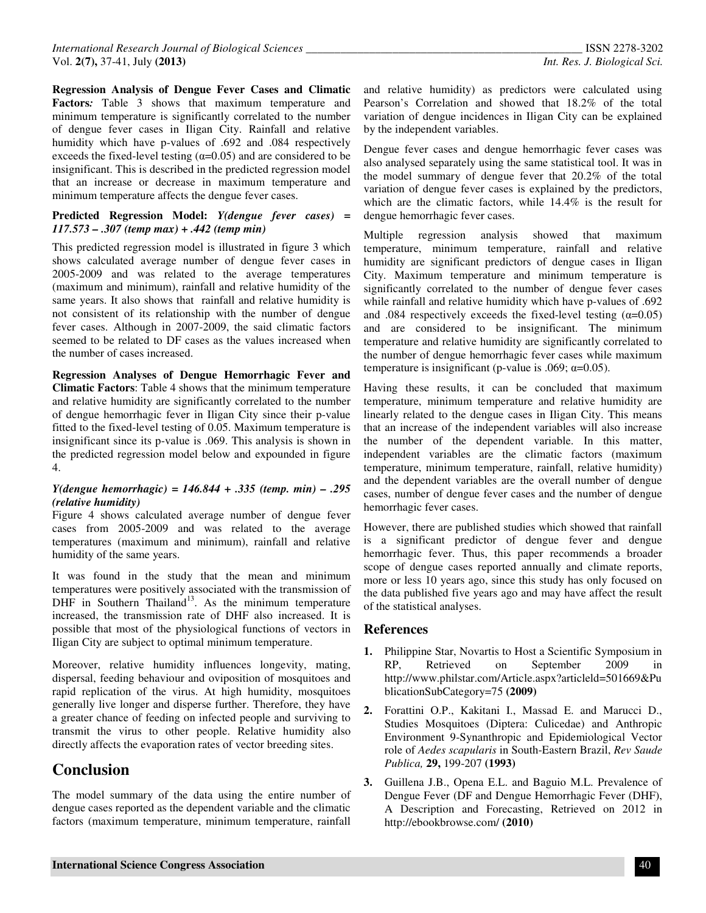**Regression Analysis of Dengue Fever Cases and Climatic Factors***:* Table 3 shows that maximum temperature and minimum temperature is significantly correlated to the number of dengue fever cases in Iligan City. Rainfall and relative humidity which have p-values of .692 and .084 respectively exceeds the fixed-level testing ($\alpha$=0.05) and are considered to be insignificant. This is described in the predicted regression model that an increase or decrease in maximum temperature and minimum temperature affects the dengue fever cases.

**Predicted Regression Model:** ***Y(dengue fever cases) = 117.573 – .307 (temp max) + .442 (temp min)***

This predicted regression model is illustrated in figure 3 which shows calculated average number of dengue fever cases in 2005-2009 and was related to the average temperatures (maximum and minimum), rainfall and relative humidity of the same years. It also shows that rainfall and relative humidity is not consistent of its relationship with the number of dengue fever cases. Although in 2007-2009, the said climatic factors seemed to be related to DF cases as the values increased when the number of cases increased.

**Regression Analyses of Dengue Hemorrhagic Fever and Climatic Factors**: Table 4 shows that the minimum temperature and relative humidity are significantly correlated to the number of dengue hemorrhagic fever in Iligan City since their p-value fitted to the fixed-level testing of 0.05. Maximum temperature is insignificant since its p-value is .069. This analysis is shown in the predicted regression model below and expounded in figure 4.

***Y(dengue hemorrhagic) = 146.844 + .335 (temp. min) – .295 (relative humidity)***

Figure 4 shows calculated average number of dengue fever cases from 2005-2009 and was related to the average temperatures (maximum and minimum), rainfall and relative humidity of the same years.

It was found in the study that the mean and minimum temperatures were positively associated with the transmission of DHF in Southern Thailand[13]. As the minimum temperature increased, the transmission rate of DHF also increased. It is possible that most of the physiological functions of vectors in Iligan City are subject to optimal minimum temperature.

Moreover, relative humidity influences longevity, mating, dispersal, feeding behaviour and oviposition of mosquitoes and rapid replication of the virus. At high humidity, mosquitoes generally live longer and disperse further. Therefore, they have a greater chance of feeding on infected people and surviving to transmit the virus to other people. Relative humidity also directly affects the evaporation rates of vector breeding sites.

## Conclusion

The model summary of the data using the entire number of dengue cases reported as the dependent variable and the climatic factors (maximum temperature, minimum temperature, rainfall and relative humidity) as predictors were calculated using Pearson's Correlation and showed that 18.2% of the total variation of dengue incidences in Iligan City can be explained by the independent variables.

Dengue fever cases and dengue hemorrhagic fever cases was also analysed separately using the same statistical tool. It was in the model summary of dengue fever that 20.2% of the total variation of dengue fever cases is explained by the predictors, which are the climatic factors, while 14.4% is the result for dengue hemorrhagic fever cases.

Multiple regression analysis showed that maximum temperature, minimum temperature, rainfall and relative humidity are significant predictors of dengue cases in Iligan City. Maximum temperature and minimum temperature is significantly correlated to the number of dengue fever cases while rainfall and relative humidity which have p-values of .692 and .084 respectively exceeds the fixed-level testing ($\alpha$=0.05) and are considered to be insignificant. The minimum temperature and relative humidity are significantly correlated to the number of dengue hemorrhagic fever cases while maximum temperature is insignificant (p-value is .069; $\alpha$=0.05).

Having these results, it can be concluded that maximum temperature, minimum temperature and relative humidity are linearly related to the dengue cases in Iligan City. This means that an increase of the independent variables will also increase the number of the dependent variable. In this matter, independent variables are the climatic factors (maximum temperature, minimum temperature, rainfall, relative humidity) and the dependent variables are the overall number of dengue cases, number of dengue fever cases and the number of dengue hemorrhagic fever cases.

However, there are published studies which showed that rainfall is a significant predictor of dengue fever and dengue hemorrhagic fever. Thus, this paper recommends a broader scope of dengue cases reported annually and climate reports, more or less 10 years ago, since this study has only focused on the data published five years ago and may have affect the result of the statistical analyses.

## References

1. Philippine Star, Novartis to Host a Scientific Symposium in RP, Retrieved on September 2009 in http://www.philstar.com/Article.aspx?articleId=501669&PublicationSubCategory=75 **(2009)**
2. Forattini O.P., Kakitani I., Massad E. and Marucci D., Studies Mosquitoes (Diptera: Culicedae) and Anthropic Environment 9-Synanthropic and Epidemiological Vector role of *Aedes scapularis* in South-Eastern Brazil, *Rev Saude Publica,* **29,** 199-207 **(1993)**
3. Guillena J.B., Opena E.L. and Baguio M.L. Prevalence of Dengue Fever (DF and Dengue Hemorrhagic Fever (DHF), A Description and Forecasting, Retrieved on 2012 in http://ebookbrowse.com/ **(2010)**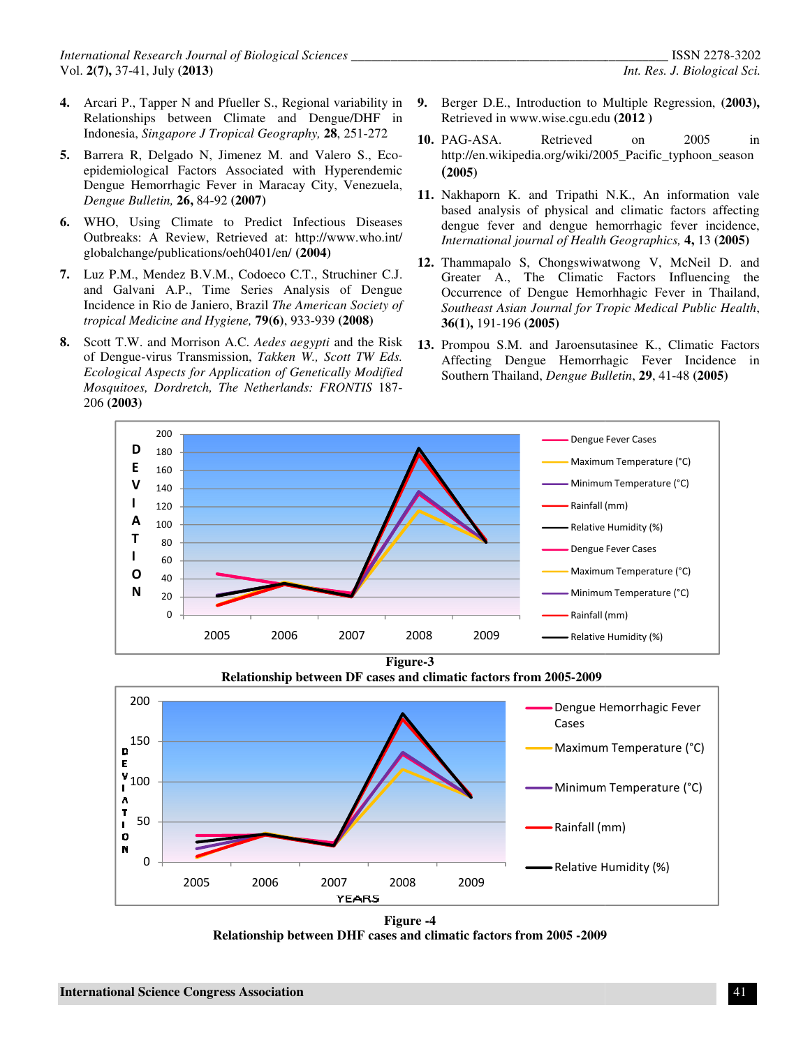4. Arcari P., Tapper N and Pfueller S., Regional variability in Relationships between Climate and Dengue/DHF in Indonesia, *Singapore J Tropical Geography,* **28**, 251-272

5. Barrera R, Delgado N, Jimenez M. and Valero S., Eco-epidemiological Factors Associated with Hyperendemic Dengue Hemorrhagic Fever in Maracay City, Venezuela, *Dengue Bulletin,* **26,** 84-92 **(2007)**

6. WHO, Using Climate to Predict Infectious Diseases Outbreaks: A Review, Retrieved at: http://www.who.int/globalchange/publications/oeh0401/en/ **(2004)**

7. Luz P.M., Mendez B.V.M., Codoeco C.T., Struchiner C.J. and Galvani A.P., Time Series Analysis of Dengue Incidence in Rio de Janiero, Brazil *The American Society of tropical Medicine and Hygiene,* **79(6)**, 933-939 **(2008)**

8. Scott T.W. and Morrison A.C. *Aedes aegypti* and the Risk of Dengue-virus Transmission, *Takken W., Scott TW Eds. Ecological Aspects for Application of Genetically Modified Mosquitoes, Dordretch, The Netherlands: FRONTIS* 187-206 **(2003)**

9. Berger D.E., Introduction to Multiple Regression, **(2003),** Retrieved in www.wise.cgu.edu **(2012 )**

10. PAG-ASA. Retrieved on 2005 in http://en.wikipedia.org/wiki/2005_Pacific_typhoon_season **(2005)**

11. Nakhaporn K. and Tripathi N.K., An information vale based analysis of physical and climatic factors affecting dengue fever and dengue hemorrhagic fever incidence, *International journal of Health Geographics,* **4,** 13 **(2005)**

12. Thammapalo S, Chongswiwatwong V, McNeil D. and Greater A., The Climatic Factors Influencing the Occurrence of Dengue Hemorhhagic Fever in Thailand, *Southeast Asian Journal for Tropic Medical Public Health*, **36(1),** 191-196 **(2005)**

13. Prompou S.M. and Jaroensutasinee K., Climatic Factors Affecting Dengue Hemorrhagic Fever Incidence in Southern Thailand, *Dengue Bulletin*, **29**, 41-48 **(2005)**

DEVIATION
200
180
160
140
120
100
80
60
40
20
0
2005 2006 2007 2008 2009
Dengue Fever Cases
Maximum Temperature (°C)
Minimum Temperature (°C)
Rainfall (mm)
Relative Humidity (%)
Dengue Fever Cases
Maximum Temperature (°C)
Minimum Temperature (°C)
Rainfall (mm)
Relative Humidity (%)

**Figure-3**
**Relationship between DF cases and climatic factors from 2005-2009**

DEVIATION
200
150
100
50
0
2005 2006 2007 2008 2009
YEARS
Dengue Hemorrhagic Fever Cases
Maximum Temperature (°C)
Minimum Temperature (°C)
Rainfall (mm)
Relative Humidity (%)

**Figure -4**
**Relationship between DHF cases and climatic factors from 2005 -2009**